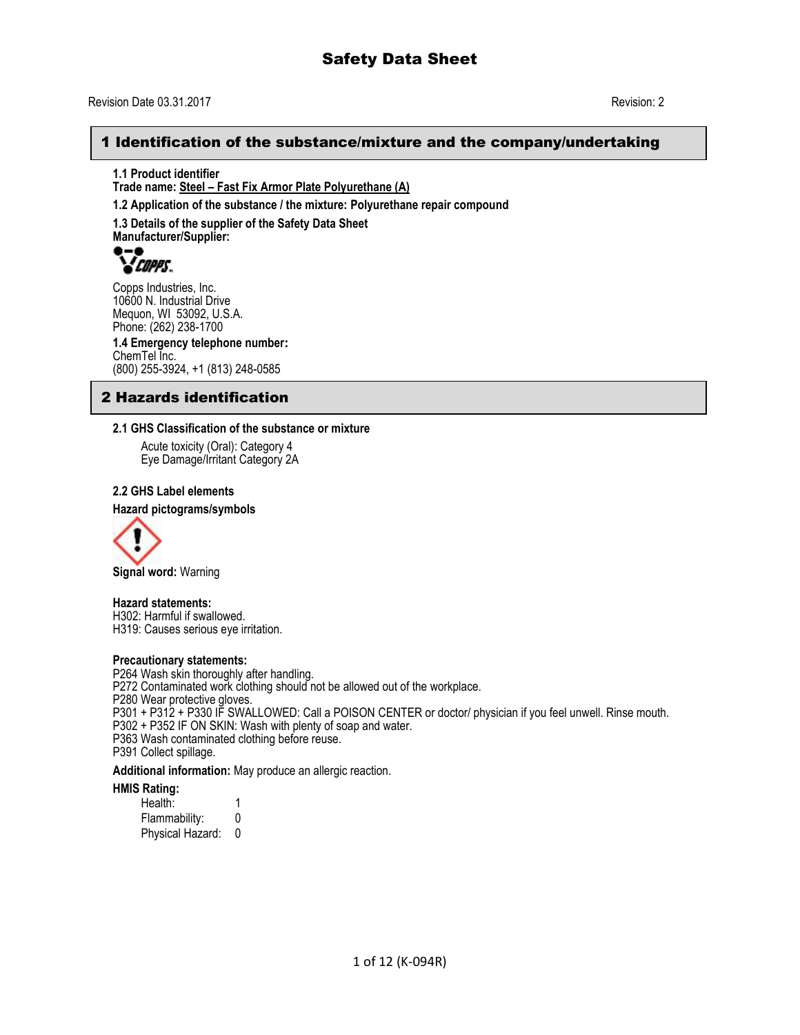# Safety Data Sheet

Revision Date 03.31.2017

Revision: 2

## 1 Identification of the substance/mixture and the company/undertaking

**1.1 Product identifier**

**Trade name: Steel – Fast Fix Armor Plate Polyurethane (A)**

**1.2 Application of the substance / the mixture: Polyurethane repair compound**

**1.3 Details of the supplier of the Safety Data Sheet**

**Manufacturer/Supplier:**

Copps Industries, Inc.
10600 N. Industrial Drive
Mequon, WI 53092, U.S.A.
Phone: (262) 238-1700

**1.4 Emergency telephone number:**

ChemTel Inc.
(800) 255-3924, +1 (813) 248-0585

## 2 Hazards identification

**2.1 GHS Classification of the substance or mixture**

Acute toxicity (Oral): Category 4
Eye Damage/Irritant Category 2A

**2.2 GHS Label elements**

**Hazard pictograms/symbols**

**Signal word:** Warning

**Hazard statements:**

H302: Harmful if swallowed.
H319: Causes serious eye irritation.

**Precautionary statements:**

P264 Wash skin thoroughly after handling.
P272 Contaminated work clothing should not be allowed out of the workplace.
P280 Wear protective gloves.
P301 + P312 + P330 IF SWALLOWED: Call a POISON CENTER or doctor/ physician if you feel unwell. Rinse mouth.
P302 + P352 IF ON SKIN: Wash with plenty of soap and water.
P363 Wash contaminated clothing before reuse.
P391 Collect spillage.

**Additional information:** May produce an allergic reaction.

**HMIS Rating:**

| | |
|---|---|
| Health: | 1 |
| Flammability: | 0 |
| Physical Hazard: | 0 |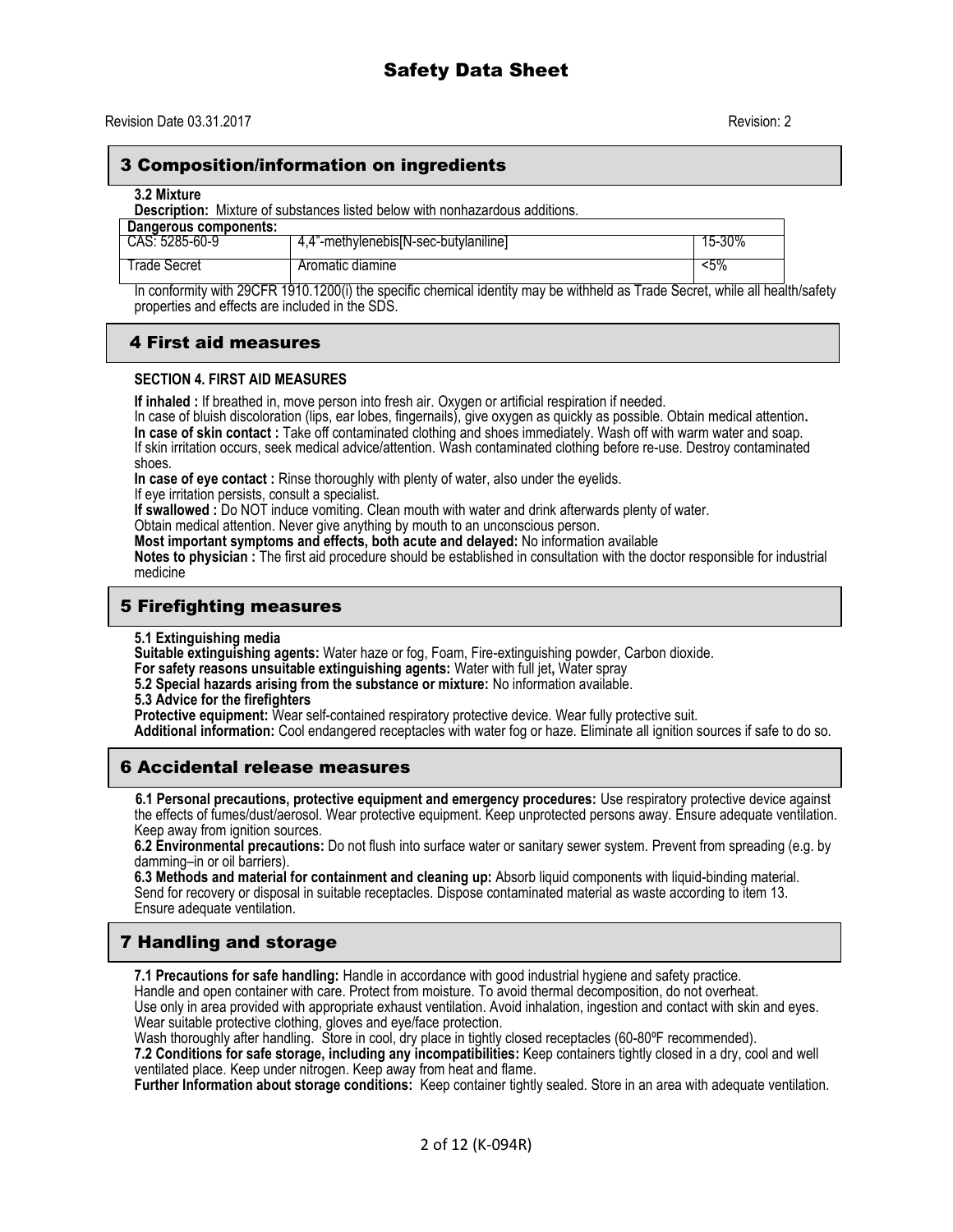## 3 Composition/information on ingredients

**3.2 Mixture**

**Description:** Mixture of substances listed below with nonhazardous additions.

| Dangerous components: | | |
|---|---|---|
| CAS: 5285-60-9 | 4,4"-methylenebis[N-sec-butylaniline] | 15-30% |
| Trade Secret | Aromatic diamine | <5% |

In conformity with 29CFR 1910.1200(i) the specific chemical identity may be withheld as Trade Secret, while all health/safety properties and effects are included in the SDS.

## 4 First aid measures

**SECTION 4. FIRST AID MEASURES**

**If inhaled :** If breathed in, move person into fresh air. Oxygen or artificial respiration if needed.
In case of bluish discoloration (lips, ear lobes, fingernails), give oxygen as quickly as possible. Obtain medical attention**.**
**In case of skin contact :** Take off contaminated clothing and shoes immediately. Wash off with warm water and soap.
If skin irritation occurs, seek medical advice/attention. Wash contaminated clothing before re-use. Destroy contaminated shoes.
**In case of eye contact :** Rinse thoroughly with plenty of water, also under the eyelids.
If eye irritation persists, consult a specialist.
**If swallowed :** Do NOT induce vomiting. Clean mouth with water and drink afterwards plenty of water.
Obtain medical attention. Never give anything by mouth to an unconscious person.
**Most important symptoms and effects, both acute and delayed:** No information available
**Notes to physician :** The first aid procedure should be established in consultation with the doctor responsible for industrial medicine

## 5 Firefighting measures

**5.1 Extinguishing media**
**Suitable extinguishing agents:** Water haze or fog, Foam, Fire-extinguishing powder, Carbon dioxide.
**For safety reasons unsuitable extinguishing agents:** Water with full jet**,** Water spray
**5.2 Special hazards arising from the substance or mixture:** No information available.
**5.3 Advice for the firefighters**
**Protective equipment:** Wear self-contained respiratory protective device. Wear fully protective suit.
**Additional information:** Cool endangered receptacles with water fog or haze. Eliminate all ignition sources if safe to do so.

## 6 Accidental release measures

**6.1 Personal precautions, protective equipment and emergency procedures:** Use respiratory protective device against the effects of fumes/dust/aerosol. Wear protective equipment. Keep unprotected persons away. Ensure adequate ventilation. Keep away from ignition sources.
**6.2 Environmental precautions:** Do not flush into surface water or sanitary sewer system. Prevent from spreading (e.g. by damming–in or oil barriers).
**6.3 Methods and material for containment and cleaning up:** Absorb liquid components with liquid-binding material. Send for recovery or disposal in suitable receptacles. Dispose contaminated material as waste according to item 13. Ensure adequate ventilation.

## 7 Handling and storage

**7.1 Precautions for safe handling:** Handle in accordance with good industrial hygiene and safety practice.
Handle and open container with care. Protect from moisture. To avoid thermal decomposition, do not overheat.
Use only in area provided with appropriate exhaust ventilation. Avoid inhalation, ingestion and contact with skin and eyes.
Wear suitable protective clothing, gloves and eye/face protection.
Wash thoroughly after handling. Store in cool, dry place in tightly closed receptacles (60-80ºF recommended).
**7.2 Conditions for safe storage, including any incompatibilities:** Keep containers tightly closed in a dry, cool and well ventilated place. Keep under nitrogen. Keep away from heat and flame.
**Further Information about storage conditions:** Keep container tightly sealed. Store in an area with adequate ventilation.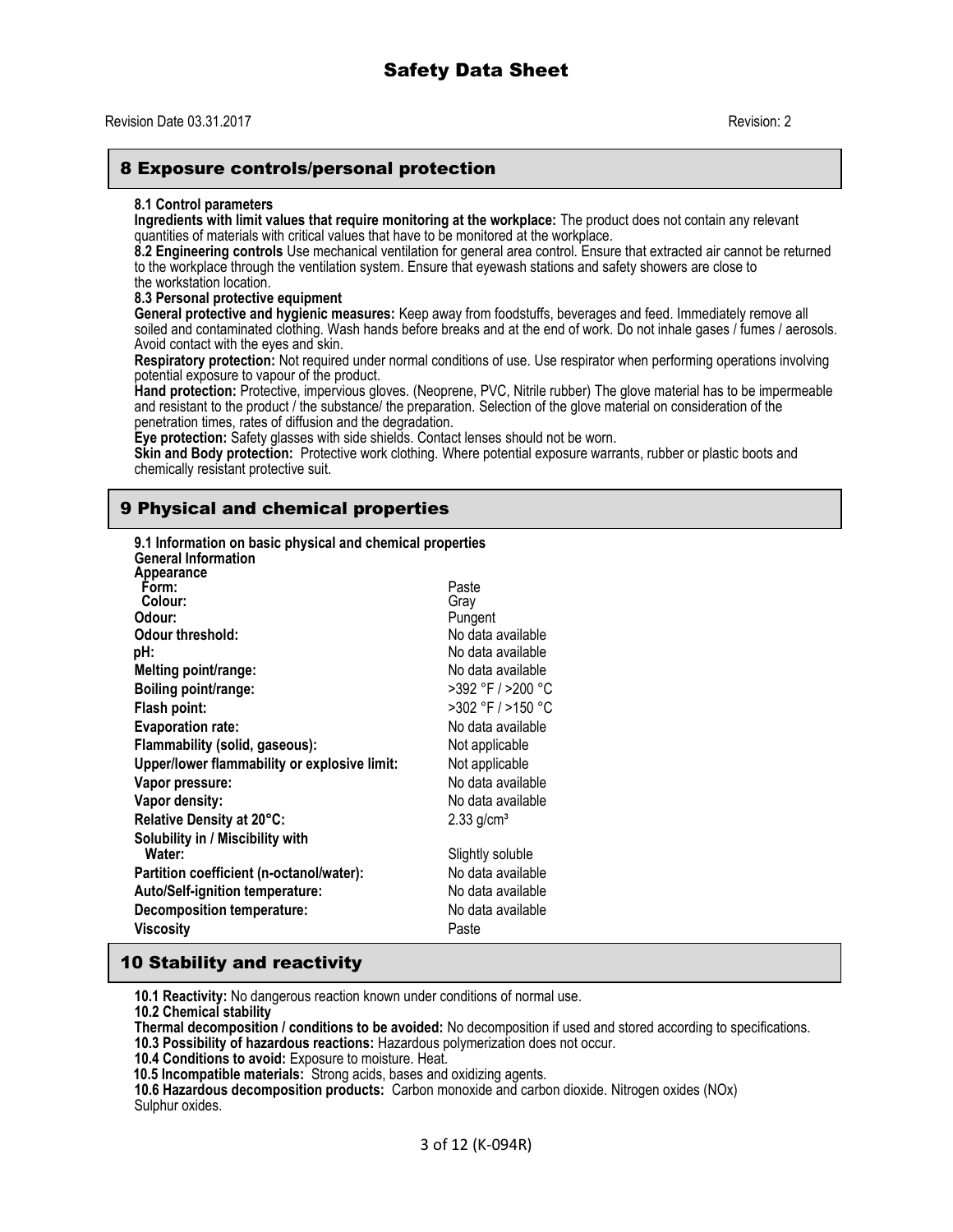# Safety Data Sheet

Revision Date 03.31.2017 Revision: 2

## 8 Exposure controls/personal protection

**8.1 Control parameters**

**Ingredients with limit values that require monitoring at the workplace:** The product does not contain any relevant quantities of materials with critical values that have to be monitored at the workplace.

**8.2 Engineering controls** Use mechanical ventilation for general area control. Ensure that extracted air cannot be returned to the workplace through the ventilation system. Ensure that eyewash stations and safety showers are close to the workstation location.

**8.3 Personal protective equipment**

**General protective and hygienic measures:** Keep away from foodstuffs, beverages and feed. Immediately remove all soiled and contaminated clothing. Wash hands before breaks and at the end of work. Do not inhale gases / fumes / aerosols. Avoid contact with the eyes and skin.

**Respiratory protection:** Not required under normal conditions of use. Use respirator when performing operations involving potential exposure to vapour of the product.

**Hand protection:** Protective, impervious gloves. (Neoprene, PVC, Nitrile rubber) The glove material has to be impermeable and resistant to the product / the substance/ the preparation. Selection of the glove material on consideration of the penetration times, rates of diffusion and the degradation.

**Eye protection:** Safety glasses with side shields. Contact lenses should not be worn.

**Skin and Body protection:** Protective work clothing. Where potential exposure warrants, rubber or plastic boots and chemically resistant protective suit.

## 9 Physical and chemical properties

**9.1 Information on basic physical and chemical properties**

**General Information**

| Property | Value |
|---|---|
| **Appearance** | |
| **Form:** | Paste |
| **Colour:** | Gray |
| **Odour:** | Pungent |
| **Odour threshold:** | No data available |
| **pH:** | No data available |
| **Melting point/range:** | No data available |
| **Boiling point/range:** | >392 °F / >200 °C |
| **Flash point:** | >302 °F / >150 °C |
| **Evaporation rate:** | No data available |
| **Flammability (solid, gaseous):** | Not applicable |
| **Upper/lower flammability or explosive limit:** | Not applicable |
| **Vapor pressure:** | No data available |
| **Vapor density:** | No data available |
| **Relative Density at 20°C:** | 2.33 g/cm³ |
| **Solubility in / Miscibility with Water:** | Slightly soluble |
| **Partition coefficient (n-octanol/water):** | No data available |
| **Auto/Self-ignition temperature:** | No data available |
| **Decomposition temperature:** | No data available |
| **Viscosity** | Paste |

## 10 Stability and reactivity

**10.1 Reactivity:** No dangerous reaction known under conditions of normal use.

**10.2 Chemical stability**

**Thermal decomposition / conditions to be avoided:** No decomposition if used and stored according to specifications.

**10.3 Possibility of hazardous reactions:** Hazardous polymerization does not occur.

**10.4 Conditions to avoid:** Exposure to moisture. Heat.

**10.5 Incompatible materials:** Strong acids, bases and oxidizing agents.

**10.6 Hazardous decomposition products:** Carbon monoxide and carbon dioxide. Nitrogen oxides (NOx) Sulphur oxides.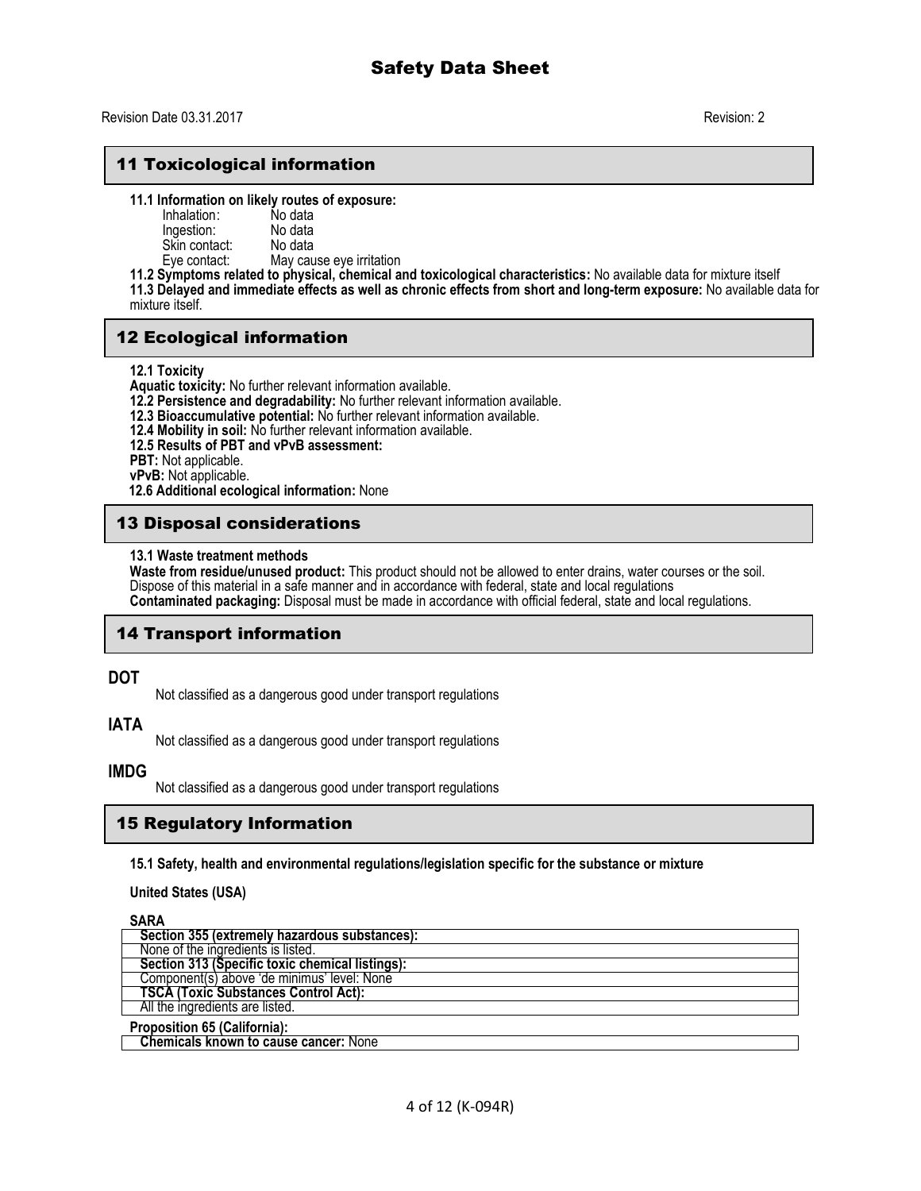# Safety Data Sheet

Revision Date 03.31.2017 Revision: 2

## 11 Toxicological information

**11.1 Information on likely routes of exposure:**

Inhalation: No data
Ingestion: No data
Skin contact: No data
Eye contact: May cause eye irritation

**11.2 Symptoms related to physical, chemical and toxicological characteristics:** No available data for mixture itself

**11.3 Delayed and immediate effects as well as chronic effects from short and long-term exposure:** No available data for mixture itself.

## 12 Ecological information

**12.1 Toxicity**

**Aquatic toxicity:** No further relevant information available.

**12.2 Persistence and degradability:** No further relevant information available.

**12.3 Bioaccumulative potential:** No further relevant information available.

**12.4 Mobility in soil:** No further relevant information available.

**12.5 Results of PBT and vPvB assessment:**

**PBT:** Not applicable.

**vPvB:** Not applicable.

**12.6 Additional ecological information:** None

## 13 Disposal considerations

**13.1 Waste treatment methods**

**Waste from residue/unused product:** This product should not be allowed to enter drains, water courses or the soil. Dispose of this material in a safe manner and in accordance with federal, state and local regulations

**Contaminated packaging:** Disposal must be made in accordance with official federal, state and local regulations.

## 14 Transport information

**DOT**

Not classified as a dangerous good under transport regulations

**IATA**

Not classified as a dangerous good under transport regulations

**IMDG**

Not classified as a dangerous good under transport regulations

## 15 Regulatory Information

**15.1 Safety, health and environmental regulations/legislation specific for the substance or mixture**

**United States (USA)**

**SARA**

| **Section 355 (extremely hazardous substances):** |
|---|
| None of the ingredients is listed. |
| **Section 313 (Specific toxic chemical listings):** |
| Component(s) above 'de minimus' level: None |
| **TSCA (Toxic Substances Control Act):** |
| All the ingredients are listed. |

**Proposition 65 (California):**

| **Chemicals known to cause cancer:** None |
|---|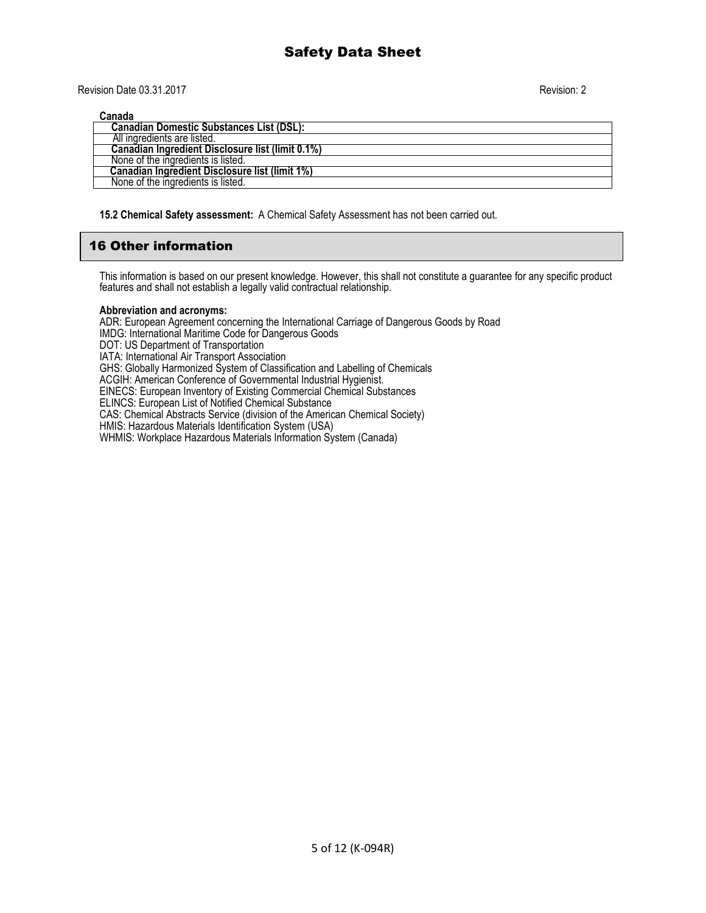**Canada**

| Canadian Domestic Substances List (DSL): |
|---|
| All ingredients are listed. |
| **Canadian Ingredient Disclosure list (limit 0.1%)** |
| None of the ingredients is listed. |
| **Canadian Ingredient Disclosure list (limit 1%)** |
| None of the ingredients is listed. |

**15.2 Chemical Safety assessment:** A Chemical Safety Assessment has not been carried out.

## 16 Other information

This information is based on our present knowledge. However, this shall not constitute a guarantee for any specific product features and shall not establish a legally valid contractual relationship.

**Abbreviation and acronyms:**

ADR: European Agreement concerning the International Carriage of Dangerous Goods by Road
IMDG: International Maritime Code for Dangerous Goods
DOT: US Department of Transportation
IATA: International Air Transport Association
GHS: Globally Harmonized System of Classification and Labelling of Chemicals
ACGIH: American Conference of Governmental Industrial Hygienist.
EINECS: European Inventory of Existing Commercial Chemical Substances
ELINCS: European List of Notified Chemical Substance
CAS: Chemical Abstracts Service (division of the American Chemical Society)
HMIS: Hazardous Materials Identification System (USA)
WHMIS: Workplace Hazardous Materials Information System (Canada)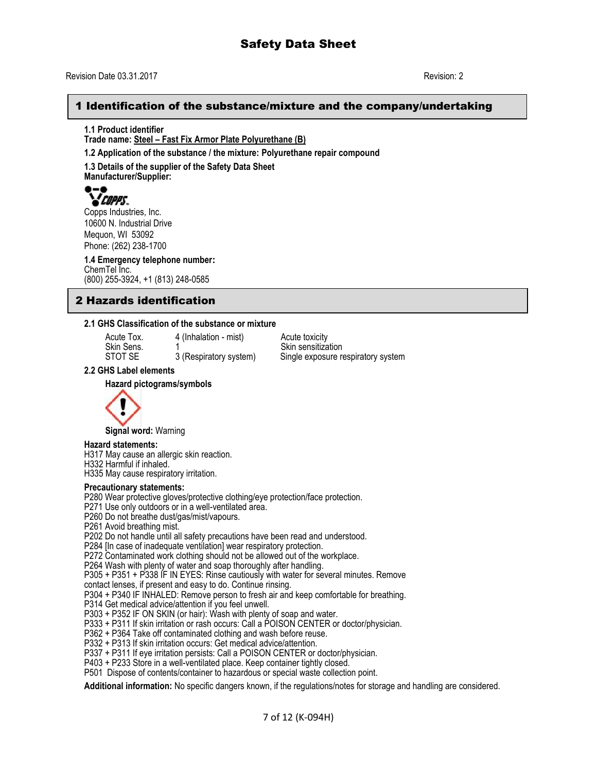# Safety Data Sheet

Revision Date 03.31.2017 Revision: 2

## 1 Identification of the substance/mixture and the company/undertaking

**1.1 Product identifier**
**Trade name: Steel – Fast Fix Armor Plate Polyurethane (B)**

**1.2 Application of the substance / the mixture: Polyurethane repair compound**

**1.3 Details of the supplier of the Safety Data Sheet**
**Manufacturer/Supplier:**

Copps Industries, Inc.
10600 N. Industrial Drive
Mequon, WI 53092
Phone: (262) 238-1700

**1.4 Emergency telephone number:**
ChemTel Inc.
(800) 255-3924, +1 (813) 248-0585

## 2 Hazards identification

**2.1 GHS Classification of the substance or mixture**

| | | |
|---|---|---|
| Acute Tox. | 4 (Inhalation - mist) | Acute toxicity |
| Skin Sens. | 1 | Skin sensitization |
| STOT SE | 3 (Respiratory system) | Single exposure respiratory system |

**2.2 GHS Label elements**

**Hazard pictograms/symbols**

**Signal word:** Warning

**Hazard statements:**
H317 May cause an allergic skin reaction.
H332 Harmful if inhaled.
H335 May cause respiratory irritation.

**Precautionary statements:**
P280 Wear protective gloves/protective clothing/eye protection/face protection.
P271 Use only outdoors or in a well-ventilated area.
P260 Do not breathe dust/gas/mist/vapours.
P261 Avoid breathing mist.
P202 Do not handle until all safety precautions have been read and understood.
P284 [In case of inadequate ventilation] wear respiratory protection.
P272 Contaminated work clothing should not be allowed out of the workplace.
P264 Wash with plenty of water and soap thoroughly after handling.
P305 + P351 + P338 IF IN EYES: Rinse cautiously with water for several minutes. Remove contact lenses, if present and easy to do. Continue rinsing.
P304 + P340 IF INHALED: Remove person to fresh air and keep comfortable for breathing.
P314 Get medical advice/attention if you feel unwell.
P303 + P352 IF ON SKIN (or hair): Wash with plenty of soap and water.
P333 + P311 If skin irritation or rash occurs: Call a POISON CENTER or doctor/physician.
P362 + P364 Take off contaminated clothing and wash before reuse.
P332 + P313 If skin irritation occurs: Get medical advice/attention.
P337 + P311 If eye irritation persists: Call a POISON CENTER or doctor/physician.
P403 + P233 Store in a well-ventilated place. Keep container tightly closed.
P501 Dispose of contents/container to hazardous or special waste collection point.

**Additional information:** No specific dangers known, if the regulations/notes for storage and handling are considered.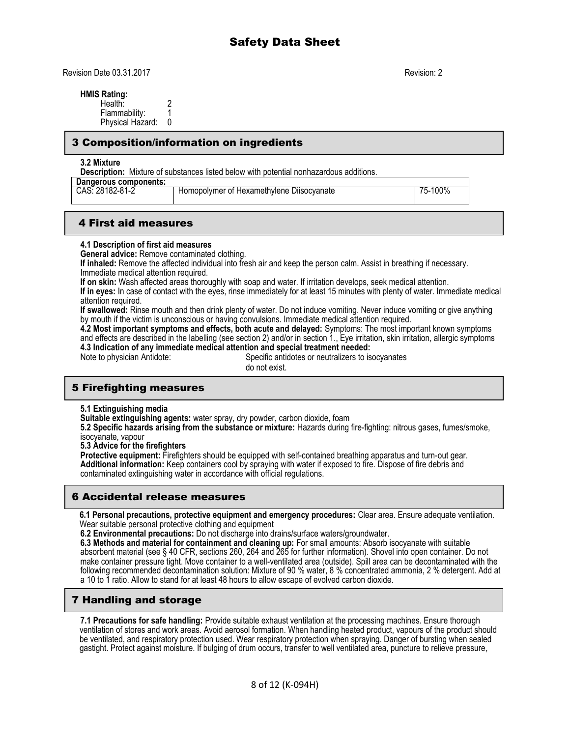# Safety Data Sheet

Revision Date 03.31.2017 Revision: 2

**HMIS Rating:**

Health: 2
Flammability: 1
Physical Hazard: 0

## 3 Composition/information on ingredients

**3.2 Mixture**

**Description:** Mixture of substances listed below with potential nonhazardous additions.

| **Dangerous components:** | | |
|---|---|---|
| CAS: 28182-81-2 | Homopolymer of Hexamethylene Diisocyanate | 75-100% |

## 4 First aid measures

**4.1 Description of first aid measures**

**General advice:** Remove contaminated clothing.

**If inhaled:** Remove the affected individual into fresh air and keep the person calm. Assist in breathing if necessary. Immediate medical attention required.

**If on skin:** Wash affected areas thoroughly with soap and water. If irritation develops, seek medical attention.

**If in eyes:** In case of contact with the eyes, rinse immediately for at least 15 minutes with plenty of water. Immediate medical attention required.

**If swallowed:** Rinse mouth and then drink plenty of water. Do not induce vomiting. Never induce vomiting or give anything by mouth if the victim is unconscious or having convulsions. Immediate medical attention required.

**4.2 Most important symptoms and effects, both acute and delayed:** Symptoms: The most important known symptoms and effects are described in the labelling (see section 2) and/or in section 1., Eye irritation, skin irritation, allergic symptoms

**4.3 Indication of any immediate medical attention and special treatment needed:**

Note to physician Antidote: Specific antidotes or neutralizers to isocyanates do not exist.

## 5 Firefighting measures

**5.1 Extinguishing media**

**Suitable extinguishing agents:** water spray, dry powder, carbon dioxide, foam

**5.2 Specific hazards arising from the substance or mixture:** Hazards during fire-fighting: nitrous gases, fumes/smoke, isocyanate, vapour

**5.3 Advice for the firefighters**

**Protective equipment:** Firefighters should be equipped with self-contained breathing apparatus and turn-out gear.

**Additional information:** Keep containers cool by spraying with water if exposed to fire. Dispose of fire debris and contaminated extinguishing water in accordance with official regulations.

## 6 Accidental release measures

**6.1 Personal precautions, protective equipment and emergency procedures:** Clear area. Ensure adequate ventilation. Wear suitable personal protective clothing and equipment

**6.2 Environmental precautions:** Do not discharge into drains/surface waters/groundwater.

**6.3 Methods and material for containment and cleaning up:** For small amounts: Absorb isocyanate with suitable absorbent material (see § 40 CFR, sections 260, 264 and 265 for further information). Shovel into open container. Do not make container pressure tight. Move container to a well-ventilated area (outside). Spill area can be decontaminated with the following recommended decontamination solution: Mixture of 90 % water, 8 % concentrated ammonia, 2 % detergent. Add at a 10 to 1 ratio. Allow to stand for at least 48 hours to allow escape of evolved carbon dioxide.

## 7 Handling and storage

**7.1 Precautions for safe handling:** Provide suitable exhaust ventilation at the processing machines. Ensure thorough ventilation of stores and work areas. Avoid aerosol formation. When handling heated product, vapours of the product should be ventilated, and respiratory protection used. Wear respiratory protection when spraying. Danger of bursting when sealed gastight. Protect against moisture. If bulging of drum occurs, transfer to well ventilated area, puncture to relieve pressure,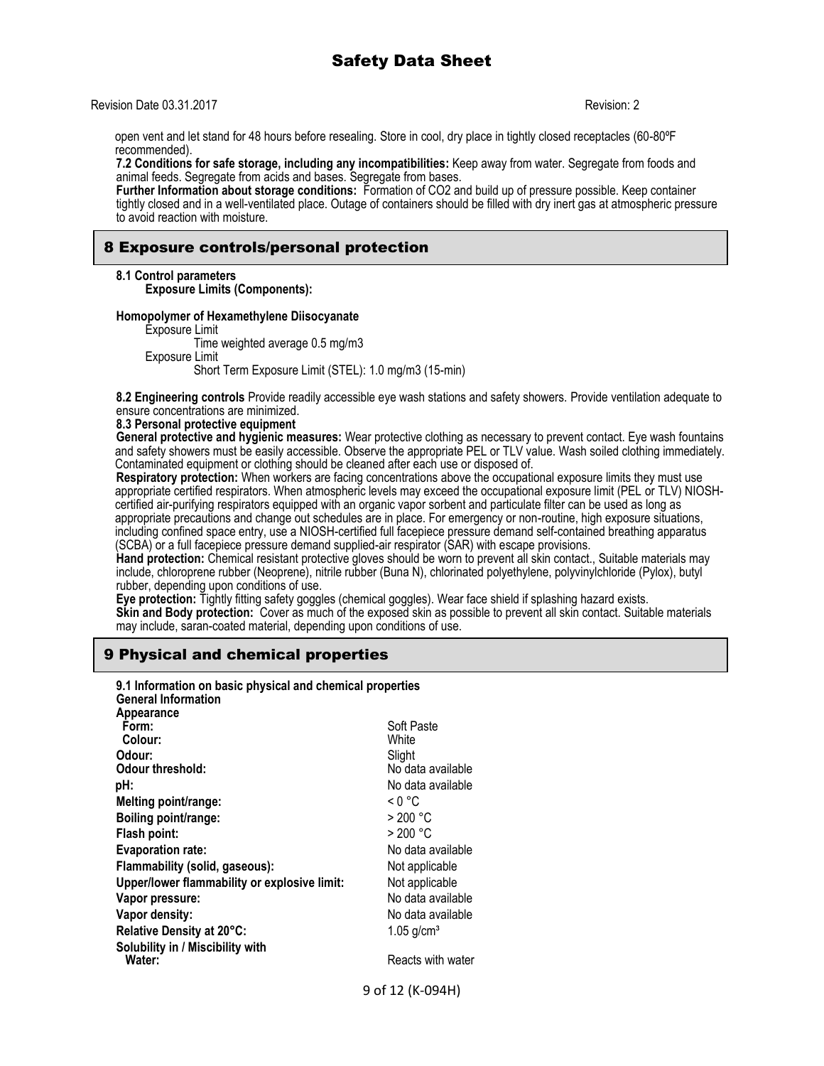open vent and let stand for 48 hours before resealing. Store in cool, dry place in tightly closed receptacles (60-80ºF recommended).

**7.2 Conditions for safe storage, including any incompatibilities:** Keep away from water. Segregate from foods and animal feeds. Segregate from acids and bases. Segregate from bases.

**Further Information about storage conditions:** Formation of $CO_2$ and build up of pressure possible. Keep container tightly closed and in a well-ventilated place. Outage of containers should be filled with dry inert gas at atmospheric pressure to avoid reaction with moisture.

## 8 Exposure controls/personal protection

**8.1 Control parameters**

**Exposure Limits (Components):**

**Homopolymer of Hexamethylene Diisocyanate**

Exposure Limit
Time weighted average 0.5 mg/m3

Exposure Limit
Short Term Exposure Limit (STEL): 1.0 mg/m3 (15-min)

**8.2 Engineering controls** Provide readily accessible eye wash stations and safety showers. Provide ventilation adequate to ensure concentrations are minimized.

**8.3 Personal protective equipment**

**General protective and hygienic measures:** Wear protective clothing as necessary to prevent contact. Eye wash fountains and safety showers must be easily accessible. Observe the appropriate PEL or TLV value. Wash soiled clothing immediately. Contaminated equipment or clothing should be cleaned after each use or disposed of.

**Respiratory protection:** When workers are facing concentrations above the occupational exposure limits they must use appropriate certified respirators. When atmospheric levels may exceed the occupational exposure limit (PEL or TLV) NIOSH-certified air-purifying respirators equipped with an organic vapor sorbent and particulate filter can be used as long as appropriate precautions and change out schedules are in place. For emergency or non-routine, high exposure situations, including confined space entry, use a NIOSH-certified full facepiece pressure demand self-contained breathing apparatus (SCBA) or a full facepiece pressure demand supplied-air respirator (SAR) with escape provisions.

**Hand protection:** Chemical resistant protective gloves should be worn to prevent all skin contact., Suitable materials may include, chloroprene rubber (Neoprene), nitrile rubber (Buna N), chlorinated polyethylene, polyvinylchloride (Pylox), butyl rubber, depending upon conditions of use.

**Eye protection:** Tightly fitting safety goggles (chemical goggles). Wear face shield if splashing hazard exists.

**Skin and Body protection:** Cover as much of the exposed skin as possible to prevent all skin contact. Suitable materials may include, saran-coated material, depending upon conditions of use.

## 9 Physical and chemical properties

**9.1 Information on basic physical and chemical properties**

**General Information**

**Appearance**

| | |
|---|---|
| **Form:** | Soft Paste |
| **Colour:** | White |
| **Odour:** | Slight |
| **Odour threshold:** | No data available |
| **pH:** | No data available |
| **Melting point/range:** | < 0 °C |
| **Boiling point/range:** | > 200 °C |
| **Flash point:** | > 200 °C |
| **Evaporation rate:** | No data available |
| **Flammability (solid, gaseous):** | Not applicable |
| **Upper/lower flammability or explosive limit:** | Not applicable |
| **Vapor pressure:** | No data available |
| **Vapor density:** | No data available |
| **Relative Density at 20°C:** | 1.05 g/cm³ |
| **Solubility in / Miscibility with Water:** | Reacts with water |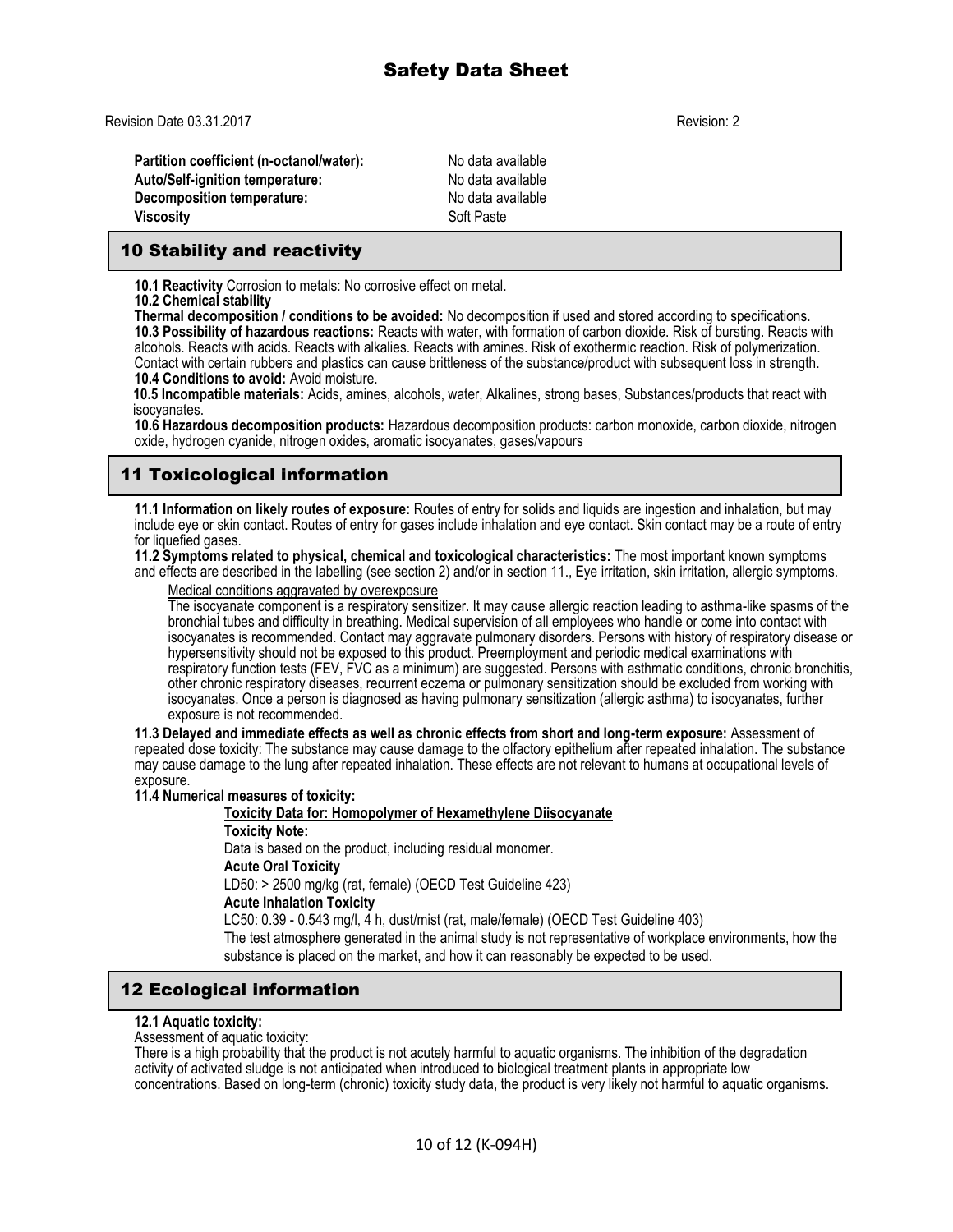Revision Date 03.31.2017 Revision: 2

| | |
|---|---|
| **Partition coefficient (n-octanol/water):** | No data available |
| **Auto/Self-ignition temperature:** | No data available |
| **Decomposition temperature:** | No data available |
| **Viscosity** | Soft Paste |

## 10 Stability and reactivity

**10.1 Reactivity** Corrosion to metals: No corrosive effect on metal.

**10.2 Chemical stability**

**Thermal decomposition / conditions to be avoided:** No decomposition if used and stored according to specifications.

**10.3 Possibility of hazardous reactions:** Reacts with water, with formation of carbon dioxide. Risk of bursting. Reacts with alcohols. Reacts with acids. Reacts with alkalies. Reacts with amines. Risk of exothermic reaction. Risk of polymerization. Contact with certain rubbers and plastics can cause brittleness of the substance/product with subsequent loss in strength.

**10.4 Conditions to avoid:** Avoid moisture.

**10.5 Incompatible materials:** Acids, amines, alcohols, water, Alkalines, strong bases, Substances/products that react with isocyanates.

**10.6 Hazardous decomposition products:** Hazardous decomposition products: carbon monoxide, carbon dioxide, nitrogen oxide, hydrogen cyanide, nitrogen oxides, aromatic isocyanates, gases/vapours

## 11 Toxicological information

**11.1 Information on likely routes of exposure:** Routes of entry for solids and liquids are ingestion and inhalation, but may include eye or skin contact. Routes of entry for gases include inhalation and eye contact. Skin contact may be a route of entry for liquefied gases.

**11.2 Symptoms related to physical, chemical and toxicological characteristics:** The most important known symptoms and effects are described in the labelling (see section 2) and/or in section 11., Eye irritation, skin irritation, allergic symptoms.

Medical conditions aggravated by overexposure

The isocyanate component is a respiratory sensitizer. It may cause allergic reaction leading to asthma-like spasms of the bronchial tubes and difficulty in breathing. Medical supervision of all employees who handle or come into contact with isocyanates is recommended. Contact may aggravate pulmonary disorders. Persons with history of respiratory disease or hypersensitivity should not be exposed to this product. Preemployment and periodic medical examinations with respiratory function tests (FEV, FVC as a minimum) are suggested. Persons with asthmatic conditions, chronic bronchitis, other chronic respiratory diseases, recurrent eczema or pulmonary sensitization should be excluded from working with isocyanates. Once a person is diagnosed as having pulmonary sensitization (allergic asthma) to isocyanates, further exposure is not recommended.

**11.3 Delayed and immediate effects as well as chronic effects from short and long-term exposure:** Assessment of repeated dose toxicity: The substance may cause damage to the olfactory epithelium after repeated inhalation. The substance may cause damage to the lung after repeated inhalation. These effects are not relevant to humans at occupational levels of exposure.

**11.4 Numerical measures of toxicity:**

**Toxicity Data for: Homopolymer of Hexamethylene Diisocyanate**

**Toxicity Note:**

Data is based on the product, including residual monomer.

**Acute Oral Toxicity**

LD50: > 2500 mg/kg (rat, female) (OECD Test Guideline 423)

**Acute Inhalation Toxicity**

LC50: 0.39 - 0.543 mg/l, 4 h, dust/mist (rat, male/female) (OECD Test Guideline 403)

The test atmosphere generated in the animal study is not representative of workplace environments, how the substance is placed on the market, and how it can reasonably be expected to be used.

## 12 Ecological information

**12.1 Aquatic toxicity:**

Assessment of aquatic toxicity:

There is a high probability that the product is not acutely harmful to aquatic organisms. The inhibition of the degradation activity of activated sludge is not anticipated when introduced to biological treatment plants in appropriate low concentrations. Based on long-term (chronic) toxicity study data, the product is very likely not harmful to aquatic organisms.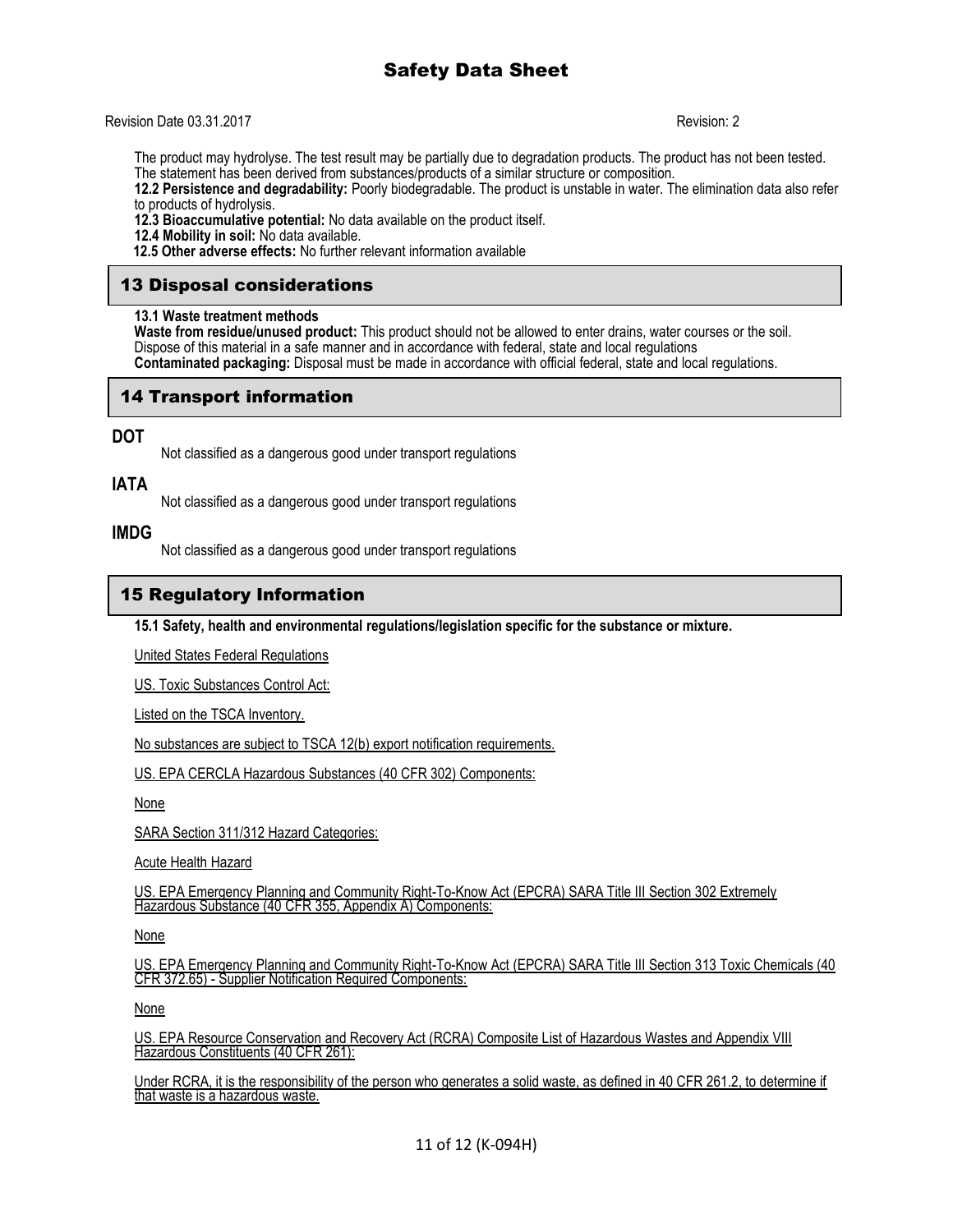The product may hydrolyse. The test result may be partially due to degradation products. The product has not been tested. The statement has been derived from substances/products of a similar structure or composition.

**12.2 Persistence and degradability:** Poorly biodegradable. The product is unstable in water. The elimination data also refer to products of hydrolysis.

**12.3 Bioaccumulative potential:** No data available on the product itself.

**12.4 Mobility in soil:** No data available.

**12.5 Other adverse effects:** No further relevant information available

## 13 Disposal considerations

**13.1 Waste treatment methods**

**Waste from residue/unused product:** This product should not be allowed to enter drains, water courses or the soil. Dispose of this material in a safe manner and in accordance with federal, state and local regulations

**Contaminated packaging:** Disposal must be made in accordance with official federal, state and local regulations.

## 14 Transport information

**DOT**

Not classified as a dangerous good under transport regulations

**IATA**

Not classified as a dangerous good under transport regulations

**IMDG**

Not classified as a dangerous good under transport regulations

## 15 Regulatory Information

**15.1 Safety, health and environmental regulations/legislation specific for the substance or mixture.**

United States Federal Regulations

US. Toxic Substances Control Act:

Listed on the TSCA Inventory.

No substances are subject to TSCA 12(b) export notification requirements.

US. EPA CERCLA Hazardous Substances (40 CFR 302) Components:

None

SARA Section 311/312 Hazard Categories:

Acute Health Hazard

US. EPA Emergency Planning and Community Right-To-Know Act (EPCRA) SARA Title III Section 302 Extremely Hazardous Substance (40 CFR 355, Appendix A) Components:

None

US. EPA Emergency Planning and Community Right-To-Know Act (EPCRA) SARA Title III Section 313 Toxic Chemicals (40 CFR 372.65) - Supplier Notification Required Components:

None

US. EPA Resource Conservation and Recovery Act (RCRA) Composite List of Hazardous Wastes and Appendix VIII Hazardous Constituents (40 CFR 261):

Under RCRA, it is the responsibility of the person who generates a solid waste, as defined in 40 CFR 261.2, to determine if that waste is a hazardous waste.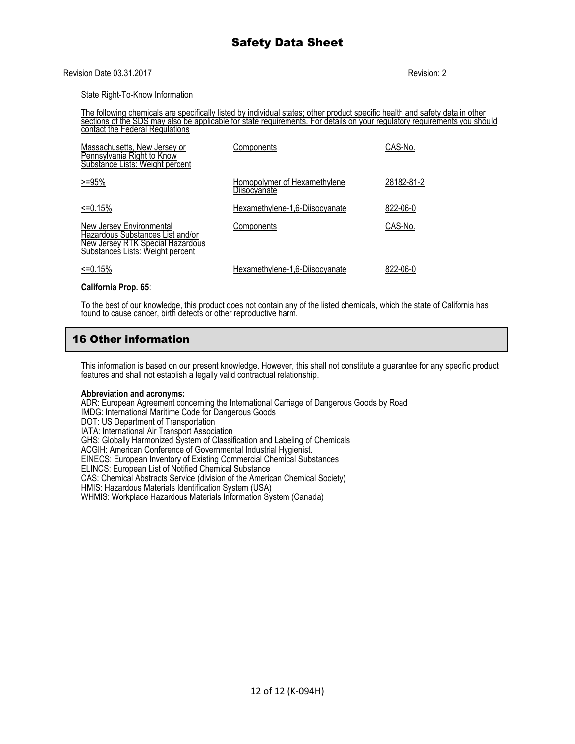State Right-To-Know Information

The following chemicals are specifically listed by individual states; other product specific health and safety data in other sections of the SDS may also be applicable for state requirements. For details on your regulatory requirements you should contact the Federal Regulations

| Massachusetts, New Jersey or Pennsylvania Right to Know Substance Lists: Weight percent | Components | CAS-No. |
|---|---|---|
| >=95% | Homopolymer of Hexamethylene Diisocyanate | 28182-81-2 |
| <=0.15% | Hexamethylene-1,6-Diisocyanate | 822-06-0 |

| New Jersey Environmental Hazardous Substances List and/or New Jersey RTK Special Hazardous Substances Lists: Weight percent | Components | CAS-No. |
|---|---|---|
| <=0.15% | Hexamethylene-1,6-Diisocyanate | 822-06-0 |

**California Prop. 65**:

To the best of our knowledge, this product does not contain any of the listed chemicals, which the state of California has found to cause cancer, birth defects or other reproductive harm.

## 16 Other information

This information is based on our present knowledge. However, this shall not constitute a guarantee for any specific product features and shall not establish a legally valid contractual relationship.

**Abbreviation and acronyms:**

ADR: European Agreement concerning the International Carriage of Dangerous Goods by Road
IMDG: International Maritime Code for Dangerous Goods
DOT: US Department of Transportation
IATA: International Air Transport Association
GHS: Globally Harmonized System of Classification and Labeling of Chemicals
ACGIH: American Conference of Governmental Industrial Hygienist.
EINECS: European Inventory of Existing Commercial Chemical Substances
ELINCS: European List of Notified Chemical Substance
CAS: Chemical Abstracts Service (division of the American Chemical Society)
HMIS: Hazardous Materials Identification System (USA)
WHMIS: Workplace Hazardous Materials Information System (Canada)